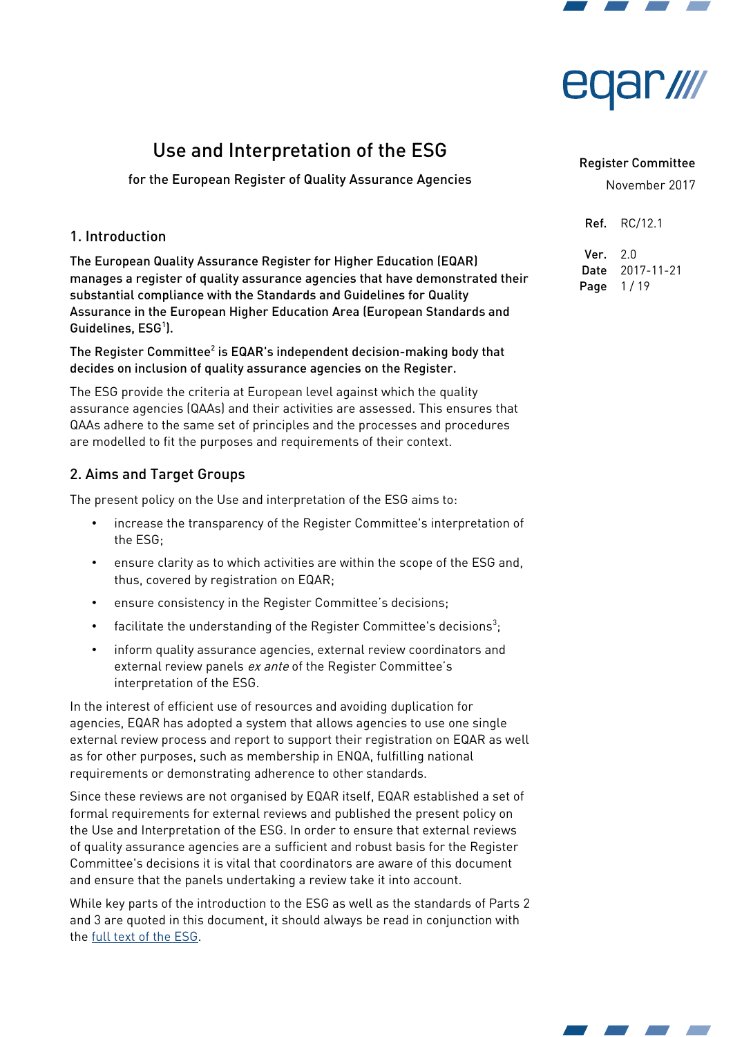# Use and Interpretation of the ESG

for the European Register of Quality Assurance Agencies

Register Committee

November 2017

**Ref.** RC/12.1

**Ver.** 2.0
**Date** 2017-11-21

## 1. Introduction

**The European Quality Assurance Register for Higher Education (EQAR) manages a register of quality assurance agencies that have demonstrated their substantial compliance with the Standards and Guidelines for Quality Assurance in the European Higher Education Area (European Standards and Guidelines, ESG[1]).**

**The Register Committee[2] is EQAR's independent decision-making body that decides on inclusion of quality assurance agencies on the Register.**

The ESG provide the criteria at European level against which the quality assurance agencies (QAAs) and their activities are assessed. This ensures that QAAs adhere to the same set of principles and the processes and procedures are modelled to fit the purposes and requirements of their context.

## 2. Aims and Target Groups

The present policy on the Use and interpretation of the ESG aims to:

- increase the transparency of the Register Committee's interpretation of the ESG;
- ensure clarity as to which activities are within the scope of the ESG and, thus, covered by registration on EQAR;
- ensure consistency in the Register Committee's decisions;
- facilitate the understanding of the Register Committee's decisions[3];
- inform quality assurance agencies, external review coordinators and external review panels *ex ante* of the Register Committee's interpretation of the ESG.

In the interest of efficient use of resources and avoiding duplication for agencies, EQAR has adopted a system that allows agencies to use one single external review process and report to support their registration on EQAR as well as for other purposes, such as membership in ENQA, fulfilling national requirements or demonstrating adherence to other standards.

Since these reviews are not organised by EQAR itself, EQAR established a set of formal requirements for external reviews and published the present policy on the Use and Interpretation of the ESG. In order to ensure that external reviews of quality assurance agencies are a sufficient and robust basis for the Register Committee's decisions it is vital that coordinators are aware of this document and ensure that the panels undertaking a review take it into account.

While key parts of the introduction to the ESG as well as the standards of Parts 2 and 3 are quoted in this document, it should always be read in conjunction with the full text of the ESG.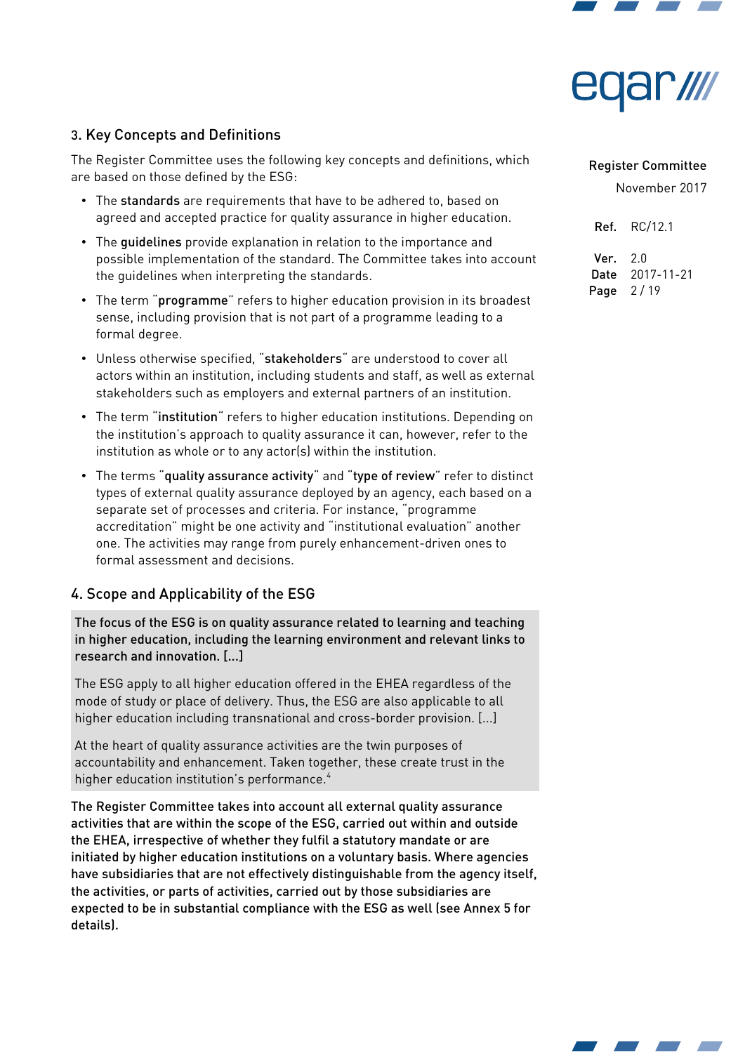## 3. Key Concepts and Definitions

The Register Committee uses the following key concepts and definitions, which are based on those defined by the ESG:

- The **standards** are requirements that have to be adhered to, based on agreed and accepted practice for quality assurance in higher education.
- The **guidelines** provide explanation in relation to the importance and possible implementation of the standard. The Committee takes into account the guidelines when interpreting the standards.
- The term "**programme**" refers to higher education provision in its broadest sense, including provision that is not part of a programme leading to a formal degree.
- Unless otherwise specified, "**stakeholders**" are understood to cover all actors within an institution, including students and staff, as well as external stakeholders such as employers and external partners of an institution.
- The term "**institution**" refers to higher education institutions. Depending on the institution's approach to quality assurance it can, however, refer to the institution as whole or to any actor(s) within the institution.
- The terms "**quality assurance activity**" and "**type of review**" refer to distinct types of external quality assurance deployed by an agency, each based on a separate set of processes and criteria. For instance, "programme accreditation" might be one activity and "institutional evaluation" another one. The activities may range from purely enhancement-driven ones to formal assessment and decisions.

## 4. Scope and Applicability of the ESG

> **The focus of the ESG is on quality assurance related to learning and teaching in higher education, including the learning environment and relevant links to research and innovation. [...]**
>
> The ESG apply to all higher education offered in the EHEA regardless of the mode of study or place of delivery. Thus, the ESG are also applicable to all higher education including transnational and cross-border provision. [...]
>
> At the heart of quality assurance activities are the twin purposes of accountability and enhancement. Taken together, these create trust in the higher education institution's performance.[4]

**The Register Committee takes into account all external quality assurance activities that are within the scope of the ESG, carried out within and outside the EHEA, irrespective of whether they fulfil a statutory mandate or are initiated by higher education institutions on a voluntary basis. Where agencies have subsidiaries that are not effectively distinguishable from the agency itself, the activities, or parts of activities, carried out by those subsidiaries are expected to be in substantial compliance with the ESG as well (see Annex 5 for details).**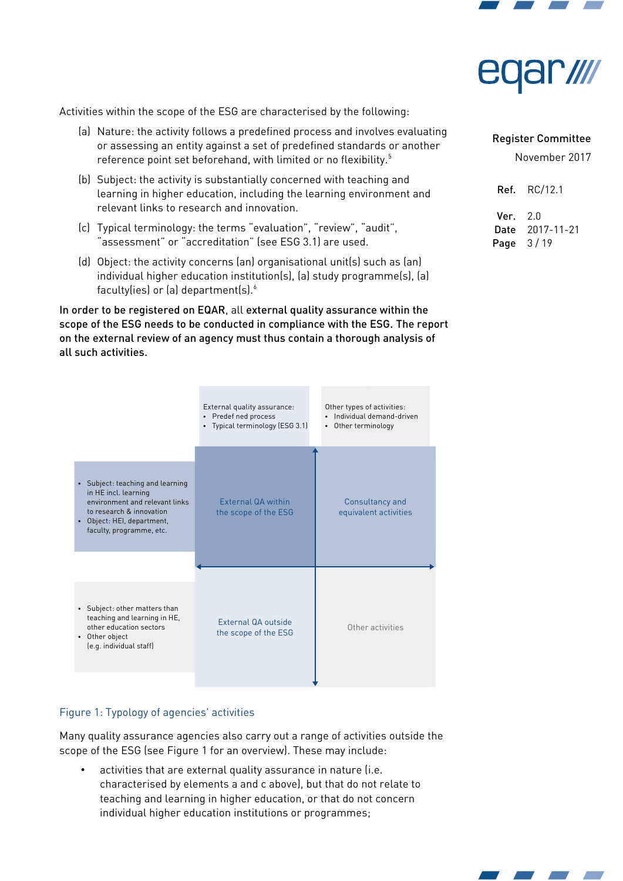Activities within the scope of the ESG are characterised by the following:

(a) Nature: the activity follows a predefined process and involves evaluating or assessing an entity against a set of predefined standards or another reference point set beforehand, with limited or no flexibility.[5]

(b) Subject: the activity is substantially concerned with teaching and learning in higher education, including the learning environment and relevant links to research and innovation.

(c) Typical terminology: the terms "evaluation", "review", "audit", "assessment" or "accreditation" (see ESG 3.1) are used.

(d) Object: the activity concerns (an) organisational unit(s) such as (an) individual higher education institution(s), (a) study programme(s), (a) faculty(ies) or (a) department(s).[6]

**In order to be registered on EQAR, all external quality assurance within the scope of the ESG needs to be conducted in compliance with the ESG. The report on the external review of an agency must thus contain a thorough analysis of all such activities.**

| | External quality assurance:<br>• Predefined process<br>• Typical terminology (ESG 3.1) | Other types of activities:<br>• Individual demand-driven<br>• Other terminology |
|---|---|---|
| • Subject: teaching and learning in HE incl. learning environment and relevant links to research & innovation<br>• Object: HEI, department, faculty, programme, etc. | External QA within the scope of the ESG | Consultancy and equivalent activities |
| • Subject: other matters than teaching and learning in HE, other education sectors<br>• Other object (e.g. individual staff) | External QA outside the scope of the ESG | Other activities |

Figure 1: Typology of agencies' activities

Many quality assurance agencies also carry out a range of activities outside the scope of the ESG (see Figure 1 for an overview). These may include:

- activities that are external quality assurance in nature (i.e. characterised by elements a and c above), but that do not relate to teaching and learning in higher education, or that do not concern individual higher education institutions or programmes;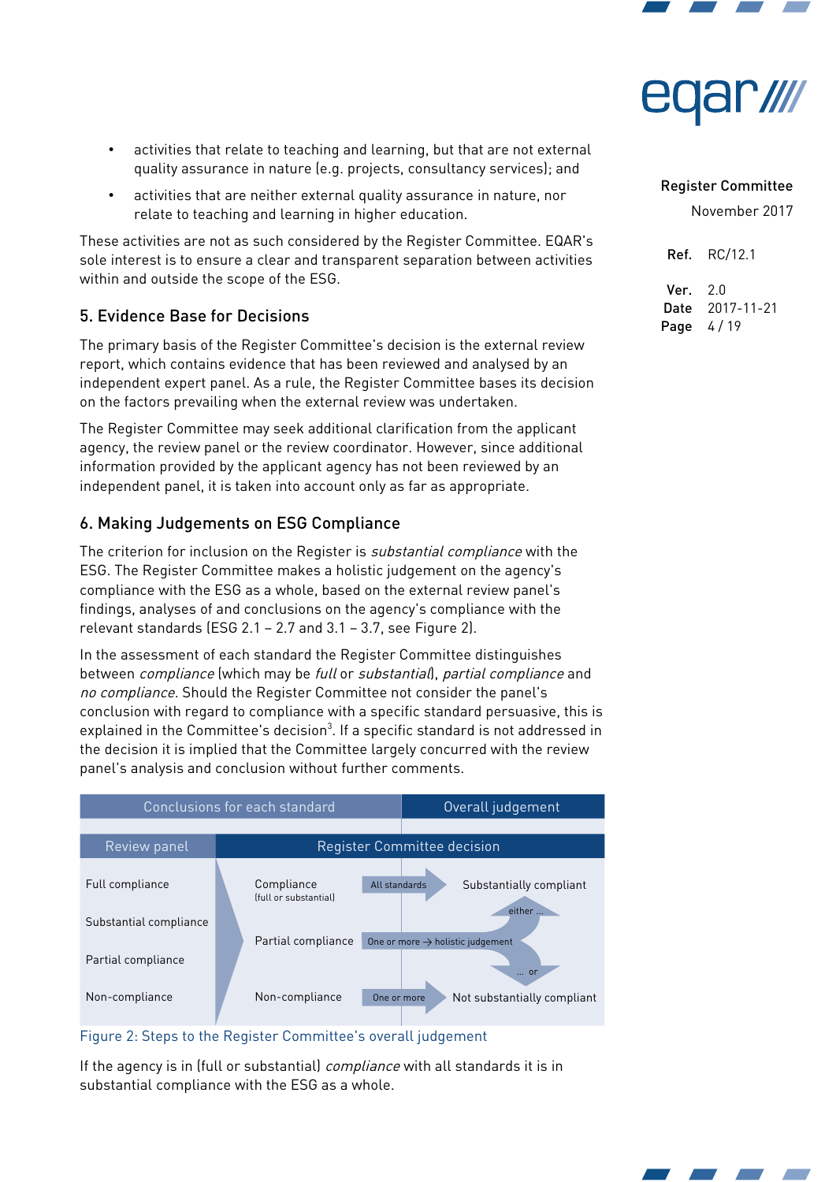- activities that relate to teaching and learning, but that are not external quality assurance in nature (e.g. projects, consultancy services); and
- activities that are neither external quality assurance in nature, nor relate to teaching and learning in higher education.

These activities are not as such considered by the Register Committee. EQAR's sole interest is to ensure a clear and transparent separation between activities within and outside the scope of the ESG.

## 5. Evidence Base for Decisions

The primary basis of the Register Committee's decision is the external review report, which contains evidence that has been reviewed and analysed by an independent expert panel. As a rule, the Register Committee bases its decision on the factors prevailing when the external review was undertaken.

The Register Committee may seek additional clarification from the applicant agency, the review panel or the review coordinator. However, since additional information provided by the applicant agency has not been reviewed by an independent panel, it is taken into account only as far as appropriate.

## 6. Making Judgements on ESG Compliance

The criterion for inclusion on the Register is *substantial compliance* with the ESG. The Register Committee makes a holistic judgement on the agency's compliance with the ESG as a whole, based on the external review panel's findings, analyses of and conclusions on the agency's compliance with the relevant standards (ESG 2.1 – 2.7 and 3.1 – 3.7, see Figure 2).

In the assessment of each standard the Register Committee distinguishes between *compliance* (which may be *full* or *substantial*), *partial compliance* and *no compliance*. Should the Register Committee not consider the panel's conclusion with regard to compliance with a specific standard persuasive, this is explained in the Committee's decision[3]. If a specific standard is not addressed in the decision it is implied that the Committee largely concurred with the review panel's analysis and conclusion without further comments.

| Conclusions for each standard | | | Overall judgement |
|---|---|---|---|
| Review panel | Register Committee decision | | |
| Full compliance<br>Substantial compliance | Compliance (full or substantial) | All standards → | Substantially compliant |
| Partial compliance | Partial compliance | One or more → holistic judgement | either … Substantially compliant … or Not substantially compliant |
| Non-compliance | Non-compliance | One or more → | Not substantially compliant |

Figure 2: Steps to the Register Committee's overall judgement

If the agency is in (full or substantial) *compliance* with all standards it is in substantial compliance with the ESG as a whole.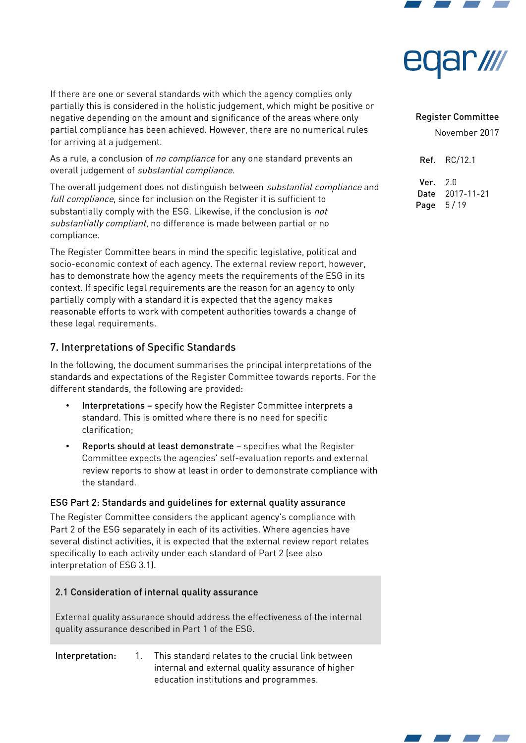If there are one or several standards with which the agency complies only partially this is considered in the holistic judgement, which might be positive or negative depending on the amount and significance of the areas where only partial compliance has been achieved. However, there are no numerical rules for arriving at a judgement.

As a rule, a conclusion of *no compliance* for any one standard prevents an overall judgement of *substantial compliance*.

The overall judgement does not distinguish between *substantial compliance* and *full compliance*, since for inclusion on the Register it is sufficient to substantially comply with the ESG. Likewise, if the conclusion is *not substantially compliant*, no difference is made between partial or no compliance.

The Register Committee bears in mind the specific legislative, political and socio-economic context of each agency. The external review report, however, has to demonstrate how the agency meets the requirements of the ESG in its context. If specific legal requirements are the reason for an agency to only partially comply with a standard it is expected that the agency makes reasonable efforts to work with competent authorities towards a change of these legal requirements.

## 7. Interpretations of Specific Standards

In the following, the document summarises the principal interpretations of the standards and expectations of the Register Committee towards reports. For the different standards, the following are provided:

- **Interpretations –** specify how the Register Committee interprets a standard. This is omitted where there is no need for specific clarification;
- **Reports should at least demonstrate** – specifies what the Register Committee expects the agencies' self-evaluation reports and external review reports to show at least in order to demonstrate compliance with the standard.

### ESG Part 2: Standards and guidelines for external quality assurance

The Register Committee considers the applicant agency's compliance with Part 2 of the ESG separately in each of its activities. Where agencies have several distinct activities, it is expected that the external review report relates specifically to each activity under each standard of Part 2 (see also interpretation of ESG 3.1).

#### 2.1 Consideration of internal quality assurance

External quality assurance should address the effectiveness of the internal quality assurance described in Part 1 of the ESG.

**Interpretation:**

1. This standard relates to the crucial link between internal and external quality assurance of higher education institutions and programmes.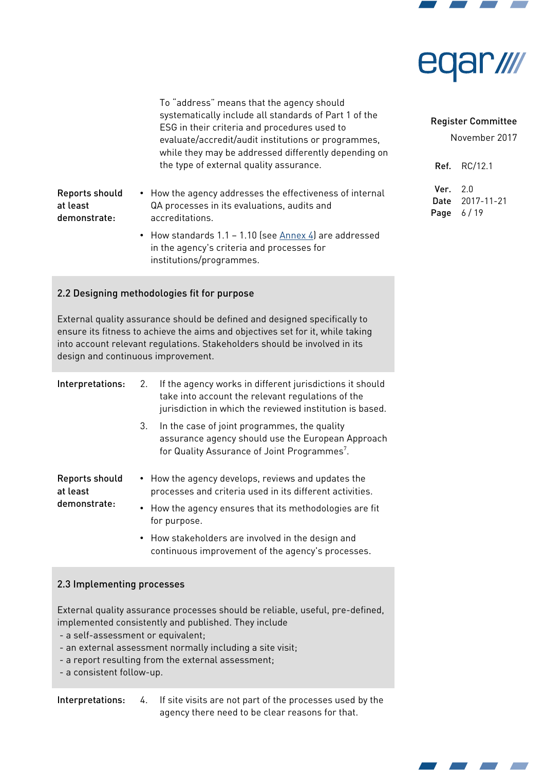To "address" means that the agency should systematically include all standards of Part 1 of the ESG in their criteria and procedures used to evaluate/accredit/audit institutions or programmes, while they may be addressed differently depending on the type of external quality assurance.

**Reports should at least demonstrate:**

- How the agency addresses the effectiveness of internal QA processes in its evaluations, audits and accreditations.
- How standards 1.1 – 1.10 (see Annex 4) are addressed in the agency's criteria and processes for institutions/programmes.

### 2.2 Designing methodologies fit for purpose

External quality assurance should be defined and designed specifically to ensure its fitness to achieve the aims and objectives set for it, while taking into account relevant regulations. Stakeholders should be involved in its design and continuous improvement.

**Interpretations:**

2. If the agency works in different jurisdictions it should take into account the relevant regulations of the jurisdiction in which the reviewed institution is based.

3. In the case of joint programmes, the quality assurance agency should use the European Approach for Quality Assurance of Joint Programmes[7].

**Reports should at least demonstrate:**

- How the agency develops, reviews and updates the processes and criteria used in its different activities.
- How the agency ensures that its methodologies are fit for purpose.
- How stakeholders are involved in the design and continuous improvement of the agency's processes.

### 2.3 Implementing processes

External quality assurance processes should be reliable, useful, pre-defined, implemented consistently and published. They include

- a self-assessment or equivalent;
- an external assessment normally including a site visit;
- a report resulting from the external assessment;
- a consistent follow-up.

**Interpretations:**

4. If site visits are not part of the processes used by the agency there need to be clear reasons for that.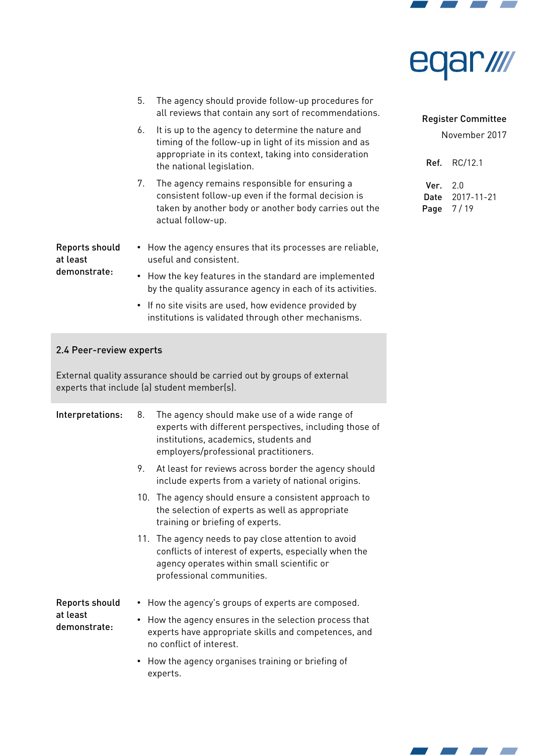5. The agency should provide follow-up procedures for all reviews that contain any sort of recommendations.
6. It is up to the agency to determine the nature and timing of the follow-up in light of its mission and as appropriate in its context, taking into consideration the national legislation.
7. The agency remains responsible for ensuring a consistent follow-up even if the formal decision is taken by another body or another body carries out the actual follow-up.

**Reports should at least demonstrate:**

- How the agency ensures that its processes are reliable, useful and consistent.
- How the key features in the standard are implemented by the quality assurance agency in each of its activities.
- If no site visits are used, how evidence provided by institutions is validated through other mechanisms.

### 2.4 Peer-review experts

External quality assurance should be carried out by groups of external experts that include (a) student member(s).

**Interpretations:**

8. The agency should make use of a wide range of experts with different perspectives, including those of institutions, academics, students and employers/professional practitioners.
9. At least for reviews across border the agency should include experts from a variety of national origins.
10. The agency should ensure a consistent approach to the selection of experts as well as appropriate training or briefing of experts.
11. The agency needs to pay close attention to avoid conflicts of interest of experts, especially when the agency operates within small scientific or professional communities.

**Reports should at least demonstrate:**

- How the agency's groups of experts are composed.
- How the agency ensures in the selection process that experts have appropriate skills and competences, and no conflict of interest.
- How the agency organises training or briefing of experts.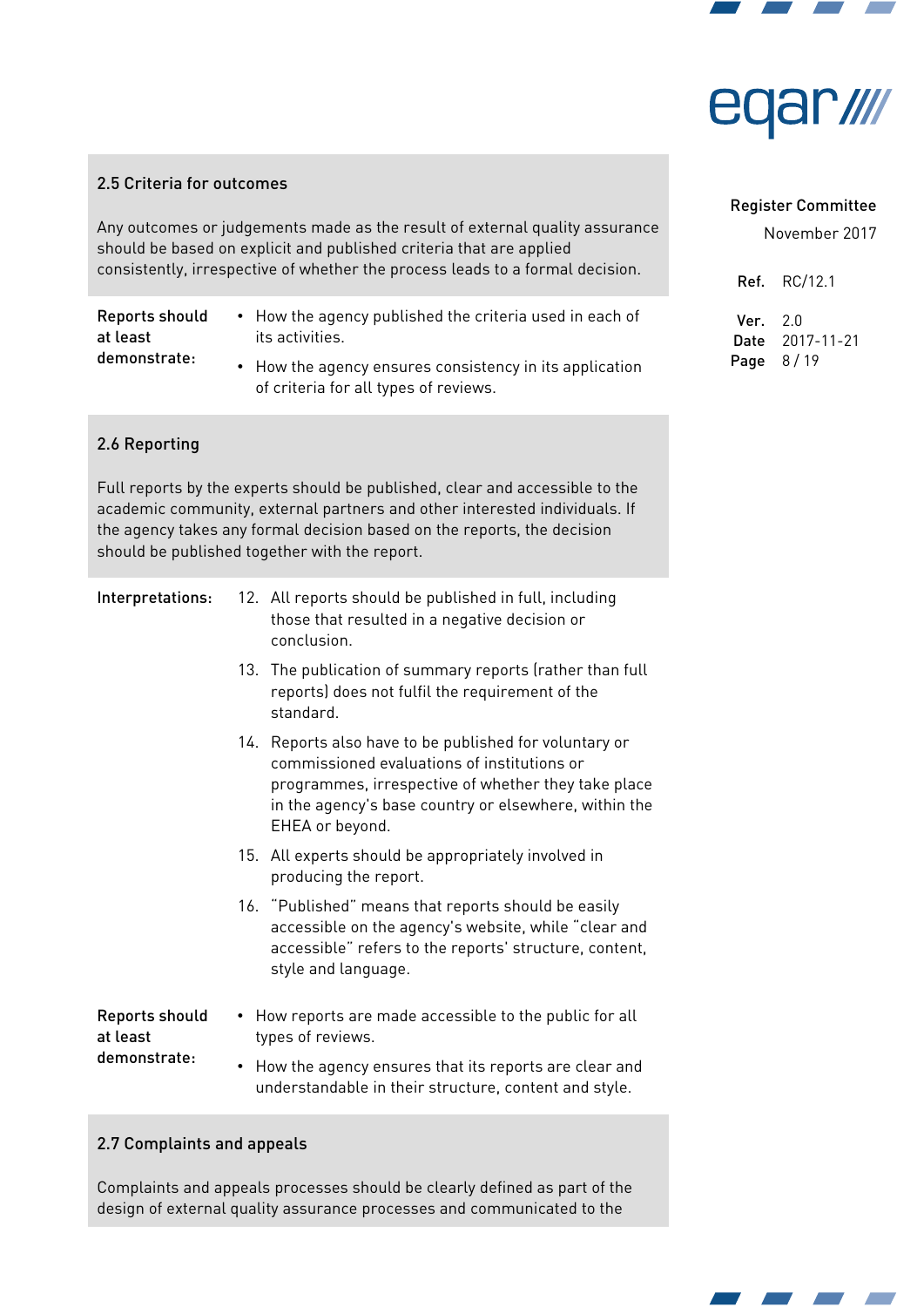### 2.5 Criteria for outcomes

Any outcomes or judgements made as the result of external quality assurance should be based on explicit and published criteria that are applied consistently, irrespective of whether the process leads to a formal decision.

**Reports should at least demonstrate:**

- How the agency published the criteria used in each of its activities.
- How the agency ensures consistency in its application of criteria for all types of reviews.

### 2.6 Reporting

Full reports by the experts should be published, clear and accessible to the academic community, external partners and other interested individuals. If the agency takes any formal decision based on the reports, the decision should be published together with the report.

**Interpretations:**

12. All reports should be published in full, including those that resulted in a negative decision or conclusion.
13. The publication of summary reports (rather than full reports) does not fulfil the requirement of the standard.
14. Reports also have to be published for voluntary or commissioned evaluations of institutions or programmes, irrespective of whether they take place in the agency's base country or elsewhere, within the EHEA or beyond.
15. All experts should be appropriately involved in producing the report.
16. "Published" means that reports should be easily accessible on the agency's website, while "clear and accessible" refers to the reports' structure, content, style and language.

**Reports should at least demonstrate:**

- How reports are made accessible to the public for all types of reviews.
- How the agency ensures that its reports are clear and understandable in their structure, content and style.

### 2.7 Complaints and appeals

Complaints and appeals processes should be clearly defined as part of the design of external quality assurance processes and communicated to the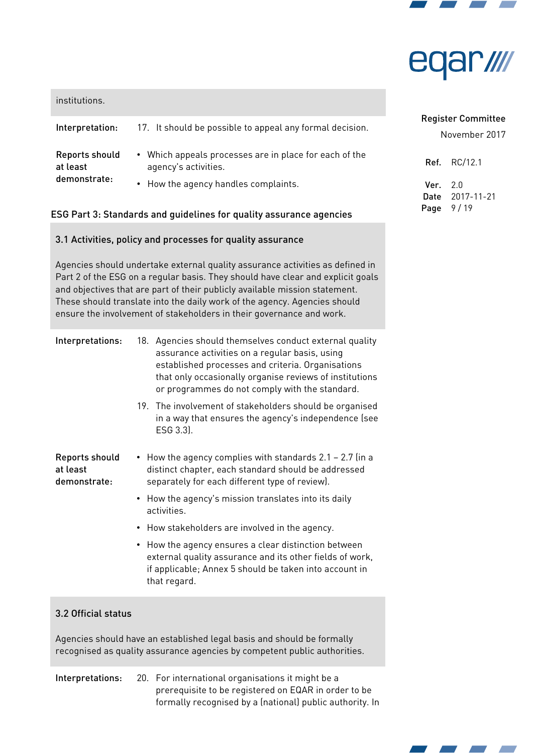institutions.

**Interpretation:**

17. It should be possible to appeal any formal decision.

**Reports should at least demonstrate:**

- Which appeals processes are in place for each of the agency's activities.
- How the agency handles complaints.

## ESG Part 3: Standards and guidelines for quality assurance agencies

### 3.1 Activities, policy and processes for quality assurance

Agencies should undertake external quality assurance activities as defined in Part 2 of the ESG on a regular basis. They should have clear and explicit goals and objectives that are part of their publicly available mission statement. These should translate into the daily work of the agency. Agencies should ensure the involvement of stakeholders in their governance and work.

**Interpretations:**

18. Agencies should themselves conduct external quality assurance activities on a regular basis, using established processes and criteria. Organisations that only occasionally organise reviews of institutions or programmes do not comply with the standard.
19. The involvement of stakeholders should be organised in a way that ensures the agency's independence (see ESG 3.3).

**Reports should at least demonstrate:**

- How the agency complies with standards 2.1 – 2.7 (in a distinct chapter, each standard should be addressed separately for each different type of review).
- How the agency's mission translates into its daily activities.
- How stakeholders are involved in the agency.
- How the agency ensures a clear distinction between external quality assurance and its other fields of work, if applicable; Annex 5 should be taken into account in that regard.

### 3.2 Official status

Agencies should have an established legal basis and should be formally recognised as quality assurance agencies by competent public authorities.

**Interpretations:**

20. For international organisations it might be a prerequisite to be registered on EQAR in order to be formally recognised by a (national) public authority. In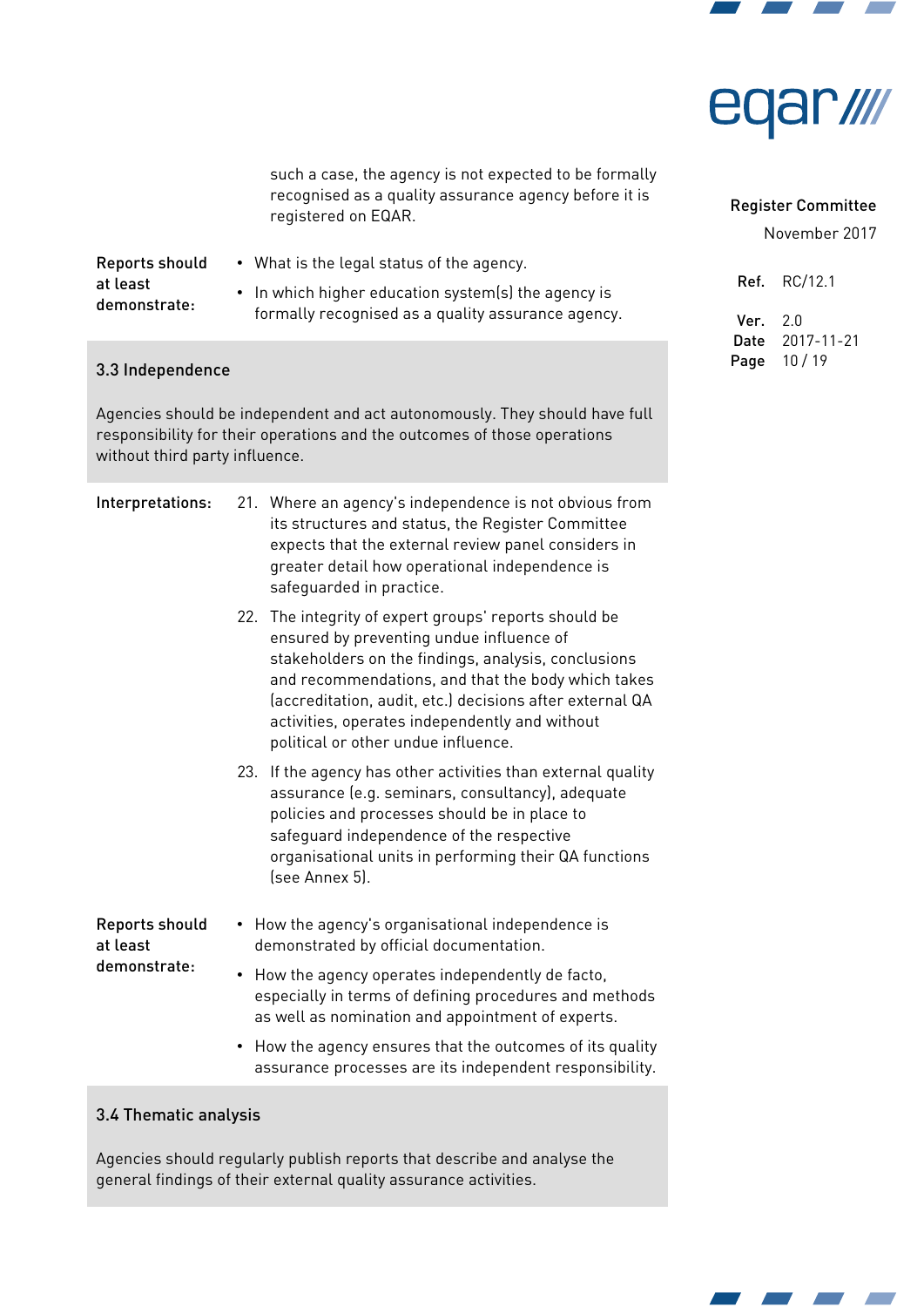such a case, the agency is not expected to be formally recognised as a quality assurance agency before it is registered on EQAR.

**Reports should at least demonstrate:**

- What is the legal status of the agency.
- In which higher education system(s) the agency is formally recognised as a quality assurance agency.

### 3.3 Independence

Agencies should be independent and act autonomously. They should have full responsibility for their operations and the outcomes of those operations without third party influence.

**Interpretations:**

21. Where an agency's independence is not obvious from its structures and status, the Register Committee expects that the external review panel considers in greater detail how operational independence is safeguarded in practice.
22. The integrity of expert groups' reports should be ensured by preventing undue influence of stakeholders on the findings, analysis, conclusions and recommendations, and that the body which takes (accreditation, audit, etc.) decisions after external QA activities, operates independently and without political or other undue influence.
23. If the agency has other activities than external quality assurance (e.g. seminars, consultancy), adequate policies and processes should be in place to safeguard independence of the respective organisational units in performing their QA functions (see Annex 5).

**Reports should at least demonstrate:**

- How the agency's organisational independence is demonstrated by official documentation.
- How the agency operates independently de facto, especially in terms of defining procedures and methods as well as nomination and appointment of experts.
- How the agency ensures that the outcomes of its quality assurance processes are its independent responsibility.

### 3.4 Thematic analysis

Agencies should regularly publish reports that describe and analyse the general findings of their external quality assurance activities.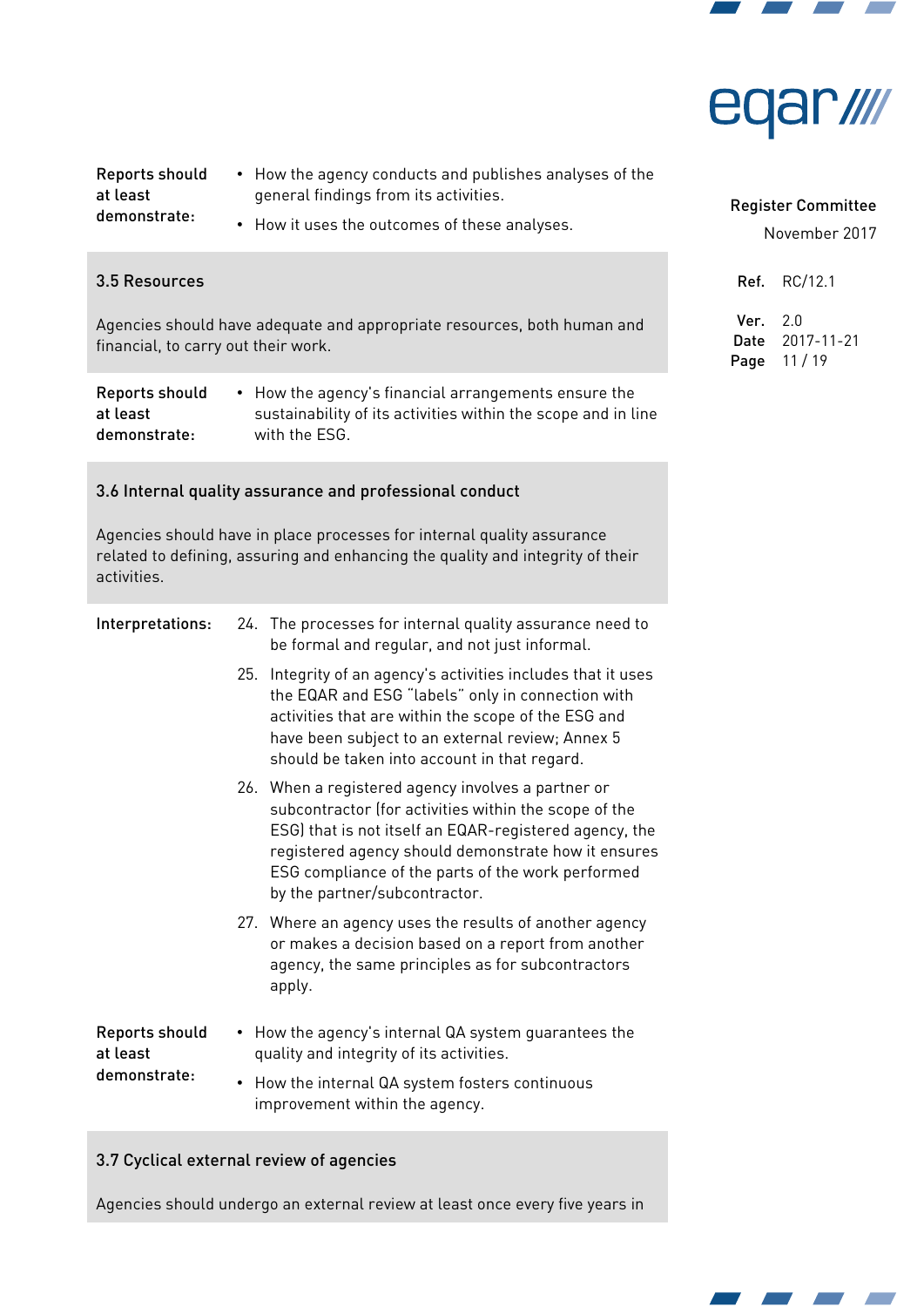**Reports should at least demonstrate:**

- How the agency conducts and publishes analyses of the general findings from its activities.
- How it uses the outcomes of these analyses.

### 3.5 Resources

Agencies should have adequate and appropriate resources, both human and financial, to carry out their work.

**Reports should at least demonstrate:**

- How the agency's financial arrangements ensure the sustainability of its activities within the scope and in line with the ESG.

### 3.6 Internal quality assurance and professional conduct

Agencies should have in place processes for internal quality assurance related to defining, assuring and enhancing the quality and integrity of their activities.

**Interpretations:**

24. The processes for internal quality assurance need to be formal and regular, and not just informal.
25. Integrity of an agency's activities includes that it uses the EQAR and ESG "labels" only in connection with activities that are within the scope of the ESG and have been subject to an external review; Annex 5 should be taken into account in that regard.
26. When a registered agency involves a partner or subcontractor (for activities within the scope of the ESG) that is not itself an EQAR-registered agency, the registered agency should demonstrate how it ensures ESG compliance of the parts of the work performed by the partner/subcontractor.
27. Where an agency uses the results of another agency or makes a decision based on a report from another agency, the same principles as for subcontractors apply.

**Reports should at least demonstrate:**

- How the agency's internal QA system guarantees the quality and integrity of its activities.
- How the internal QA system fosters continuous improvement within the agency.

### 3.7 Cyclical external review of agencies

Agencies should undergo an external review at least once every five years in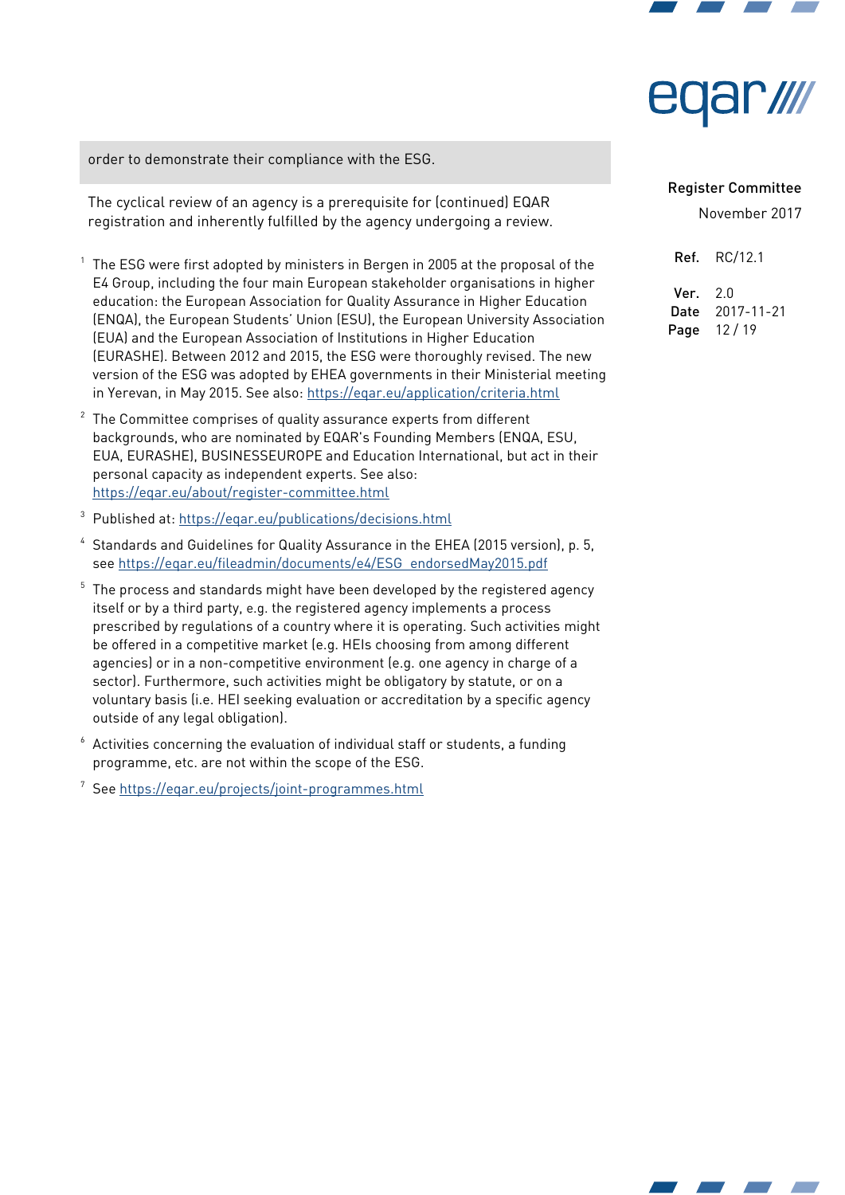order to demonstrate their compliance with the ESG.

The cyclical review of an agency is a prerequisite for (continued) EQAR registration and inherently fulfilled by the agency undergoing a review.

[1] The ESG were first adopted by ministers in Bergen in 2005 at the proposal of the E4 Group, including the four main European stakeholder organisations in higher education: the European Association for Quality Assurance in Higher Education (ENQA), the European Students' Union (ESU), the European University Association (EUA) and the European Association of Institutions in Higher Education (EURASHE). Between 2012 and 2015, the ESG were thoroughly revised. The new version of the ESG was adopted by EHEA governments in their Ministerial meeting in Yerevan, in May 2015. See also: https://eqar.eu/application/criteria.html

[2] The Committee comprises of quality assurance experts from different backgrounds, who are nominated by EQAR's Founding Members (ENQA, ESU, EUA, EURASHE), BUSINESSEUROPE and Education International, but act in their personal capacity as independent experts. See also: https://eqar.eu/about/register-committee.html

[3] Published at: https://eqar.eu/publications/decisions.html

[4] Standards and Guidelines for Quality Assurance in the EHEA (2015 version), p. 5, see https://eqar.eu/fileadmin/documents/e4/ESG_endorsedMay2015.pdf

[5] The process and standards might have been developed by the registered agency itself or by a third party, e.g. the registered agency implements a process prescribed by regulations of a country where it is operating. Such activities might be offered in a competitive market (e.g. HEIs choosing from among different agencies) or in a non-competitive environment (e.g. one agency in charge of a sector). Furthermore, such activities might be obligatory by statute, or on a voluntary basis (i.e. HEI seeking evaluation or accreditation by a specific agency outside of any legal obligation).

[6] Activities concerning the evaluation of individual staff or students, a funding programme, etc. are not within the scope of the ESG.

[7] See https://eqar.eu/projects/joint-programmes.html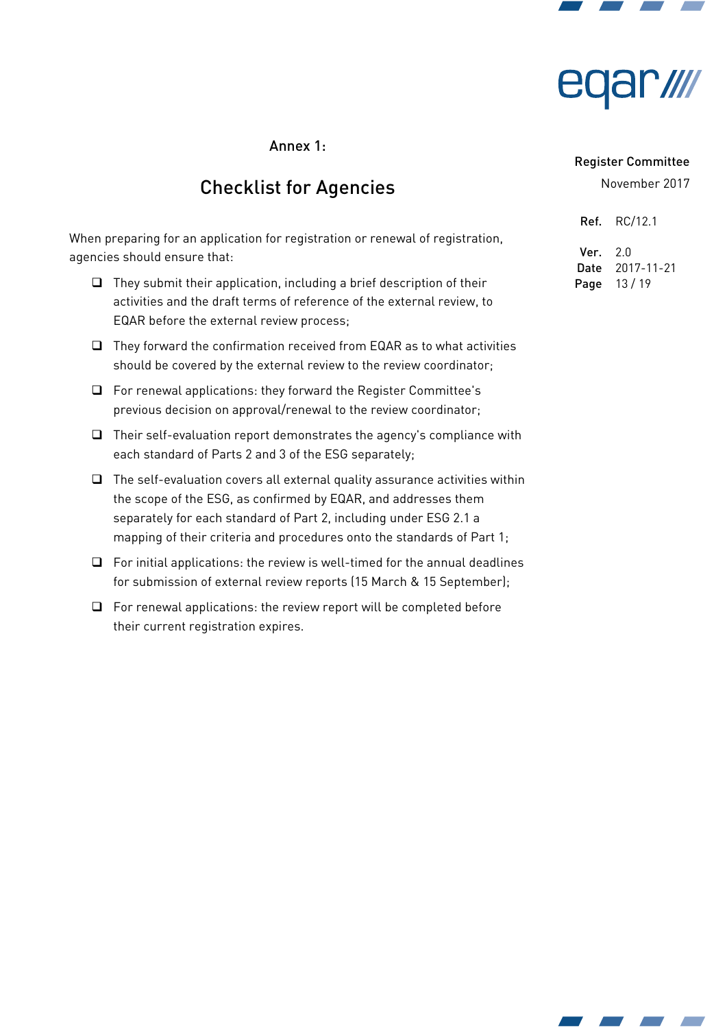Annex 1:

# Checklist for Agencies

When preparing for an application for registration or renewal of registration, agencies should ensure that:

- ❑ They submit their application, including a brief description of their activities and the draft terms of reference of the external review, to EQAR before the external review process;
- ❑ They forward the confirmation received from EQAR as to what activities should be covered by the external review to the review coordinator;
- ❑ For renewal applications: they forward the Register Committee's previous decision on approval/renewal to the review coordinator;
- ❑ Their self-evaluation report demonstrates the agency's compliance with each standard of Parts 2 and 3 of the ESG separately;
- ❑ The self-evaluation covers all external quality assurance activities within the scope of the ESG, as confirmed by EQAR, and addresses them separately for each standard of Part 2, including under ESG 2.1 a mapping of their criteria and procedures onto the standards of Part 1;
- ❑ For initial applications: the review is well-timed for the annual deadlines for submission of external review reports (15 March & 15 September);
- ❑ For renewal applications: the review report will be completed before their current registration expires.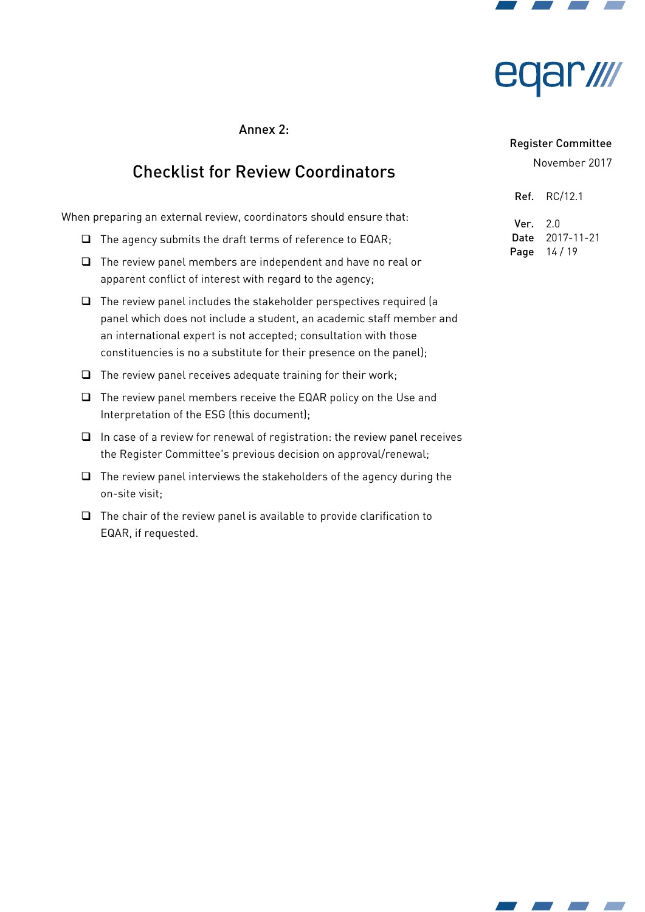Annex 2:

## Checklist for Review Coordinators

When preparing an external review, coordinators should ensure that:

- ☐ The agency submits the draft terms of reference to EQAR;
- ☐ The review panel members are independent and have no real or apparent conflict of interest with regard to the agency;
- ☐ The review panel includes the stakeholder perspectives required (a panel which does not include a student, an academic staff member and an international expert is not accepted; consultation with those constituencies is no a substitute for their presence on the panel);
- ☐ The review panel receives adequate training for their work;
- ☐ The review panel members receive the EQAR policy on the Use and Interpretation of the ESG (this document);
- ☐ In case of a review for renewal of registration: the review panel receives the Register Committee's previous decision on approval/renewal;
- ☐ The review panel interviews the stakeholders of the agency during the on-site visit;
- ☐ The chair of the review panel is available to provide clarification to EQAR, if requested.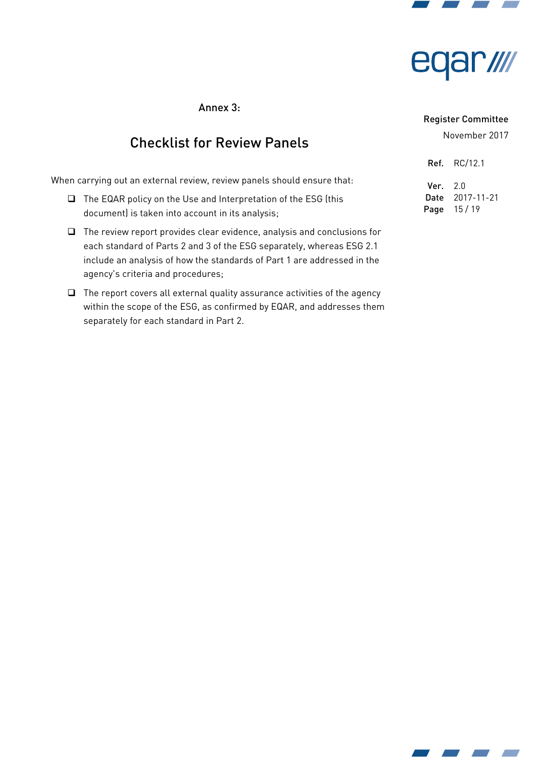Annex 3:

## Checklist for Review Panels

When carrying out an external review, review panels should ensure that:

- The EQAR policy on the Use and Interpretation of the ESG (this document) is taken into account in its analysis;
- The review report provides clear evidence, analysis and conclusions for each standard of Parts 2 and 3 of the ESG separately, whereas ESG 2.1 include an analysis of how the standards of Part 1 are addressed in the agency's criteria and procedures;
- The report covers all external quality assurance activities of the agency within the scope of the ESG, as confirmed by EQAR, and addresses them separately for each standard in Part 2.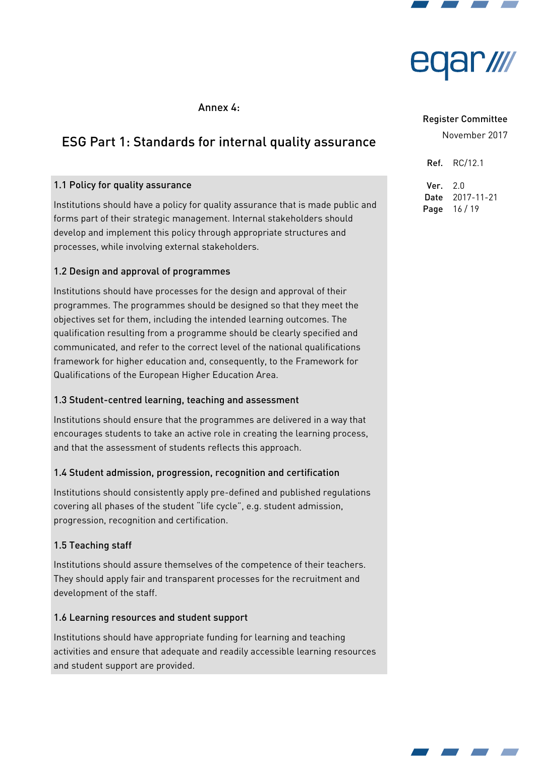Annex 4:

# ESG Part 1: Standards for internal quality assurance

### 1.1 Policy for quality assurance

Institutions should have a policy for quality assurance that is made public and forms part of their strategic management. Internal stakeholders should develop and implement this policy through appropriate structures and processes, while involving external stakeholders.

### 1.2 Design and approval of programmes

Institutions should have processes for the design and approval of their programmes. The programmes should be designed so that they meet the objectives set for them, including the intended learning outcomes. The qualification resulting from a programme should be clearly specified and communicated, and refer to the correct level of the national qualifications framework for higher education and, consequently, to the Framework for Qualifications of the European Higher Education Area.

### 1.3 Student-centred learning, teaching and assessment

Institutions should ensure that the programmes are delivered in a way that encourages students to take an active role in creating the learning process, and that the assessment of students reflects this approach.

### 1.4 Student admission, progression, recognition and certification

Institutions should consistently apply pre-defined and published regulations covering all phases of the student "life cycle", e.g. student admission, progression, recognition and certification.

### 1.5 Teaching staff

Institutions should assure themselves of the competence of their teachers. They should apply fair and transparent processes for the recruitment and development of the staff.

### 1.6 Learning resources and student support

Institutions should have appropriate funding for learning and teaching activities and ensure that adequate and readily accessible learning resources and student support are provided.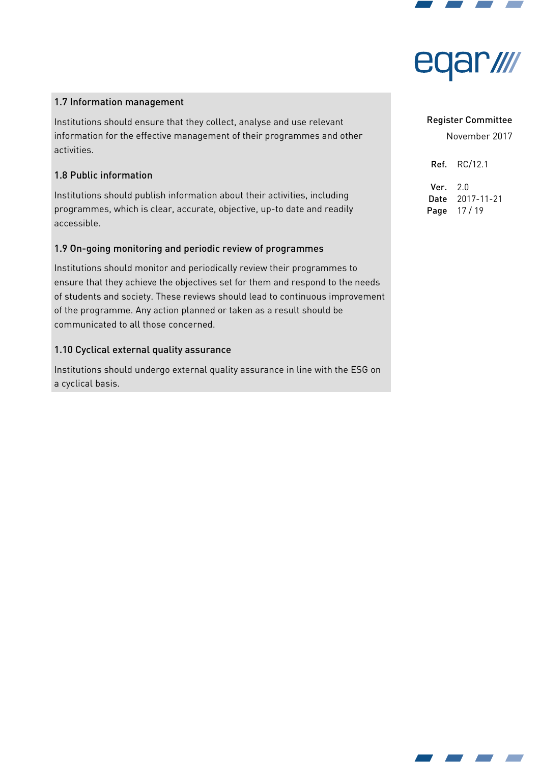### 1.7 Information management

Institutions should ensure that they collect, analyse and use relevant information for the effective management of their programmes and other activities.

### 1.8 Public information

Institutions should publish information about their activities, including programmes, which is clear, accurate, objective, up-to date and readily accessible.

### 1.9 On-going monitoring and periodic review of programmes

Institutions should monitor and periodically review their programmes to ensure that they achieve the objectives set for them and respond to the needs of students and society. These reviews should lead to continuous improvement of the programme. Any action planned or taken as a result should be communicated to all those concerned.

### 1.10 Cyclical external quality assurance

Institutions should undergo external quality assurance in line with the ESG on a cyclical basis.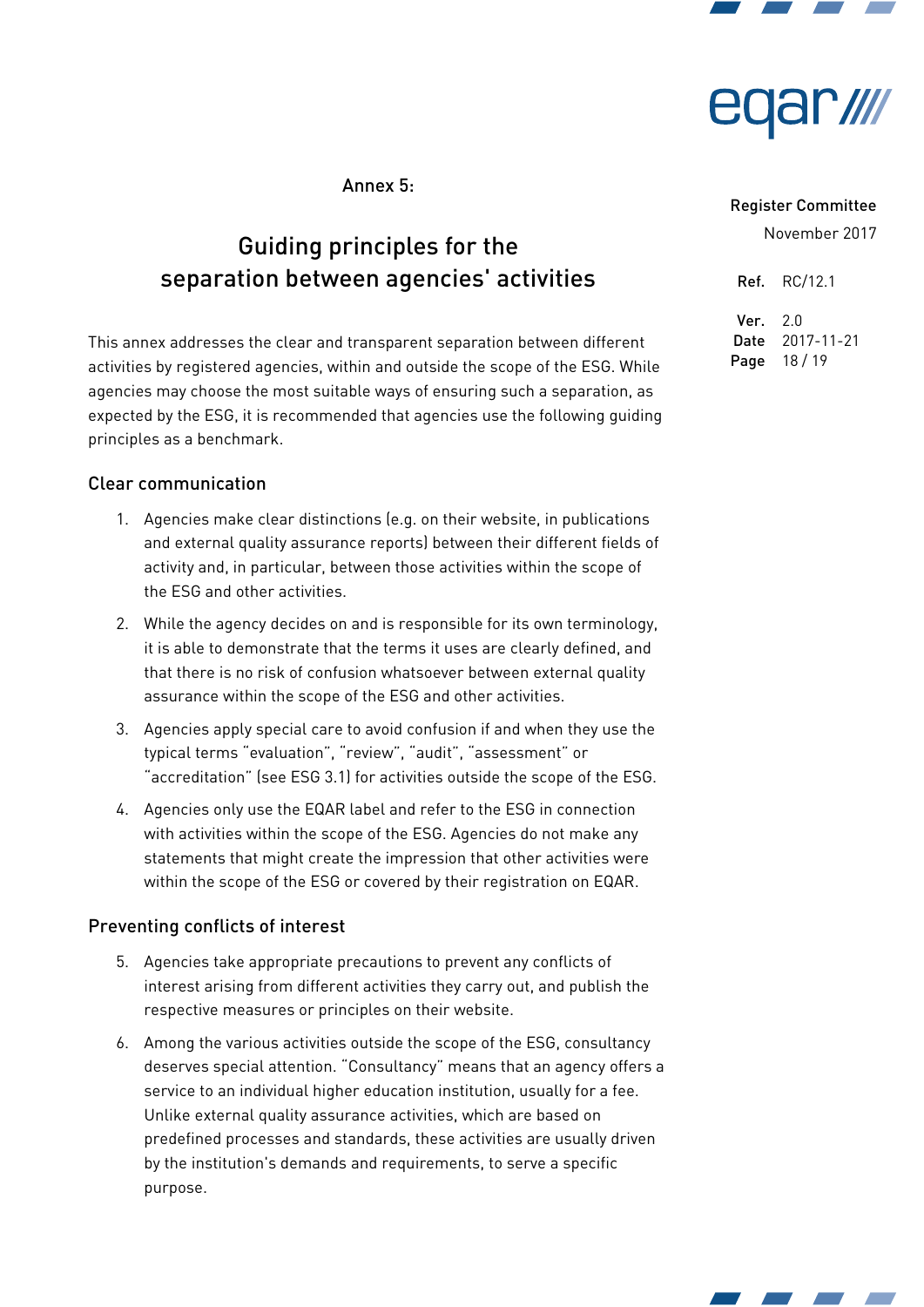Annex 5:

# Guiding principles for the separation between agencies' activities

This annex addresses the clear and transparent separation between different activities by registered agencies, within and outside the scope of the ESG. While agencies may choose the most suitable ways of ensuring such a separation, as expected by the ESG, it is recommended that agencies use the following guiding principles as a benchmark.

## Clear communication

1. Agencies make clear distinctions (e.g. on their website, in publications and external quality assurance reports) between their different fields of activity and, in particular, between those activities within the scope of the ESG and other activities.
2. While the agency decides on and is responsible for its own terminology, it is able to demonstrate that the terms it uses are clearly defined, and that there is no risk of confusion whatsoever between external quality assurance within the scope of the ESG and other activities.
3. Agencies apply special care to avoid confusion if and when they use the typical terms "evaluation", "review", "audit", "assessment" or "accreditation" (see ESG 3.1) for activities outside the scope of the ESG.
4. Agencies only use the EQAR label and refer to the ESG in connection with activities within the scope of the ESG. Agencies do not make any statements that might create the impression that other activities were within the scope of the ESG or covered by their registration on EQAR.

## Preventing conflicts of interest

5. Agencies take appropriate precautions to prevent any conflicts of interest arising from different activities they carry out, and publish the respective measures or principles on their website.
6. Among the various activities outside the scope of the ESG, consultancy deserves special attention. "Consultancy" means that an agency offers a service to an individual higher education institution, usually for a fee. Unlike external quality assurance activities, which are based on predefined processes and standards, these activities are usually driven by the institution's demands and requirements, to serve a specific purpose.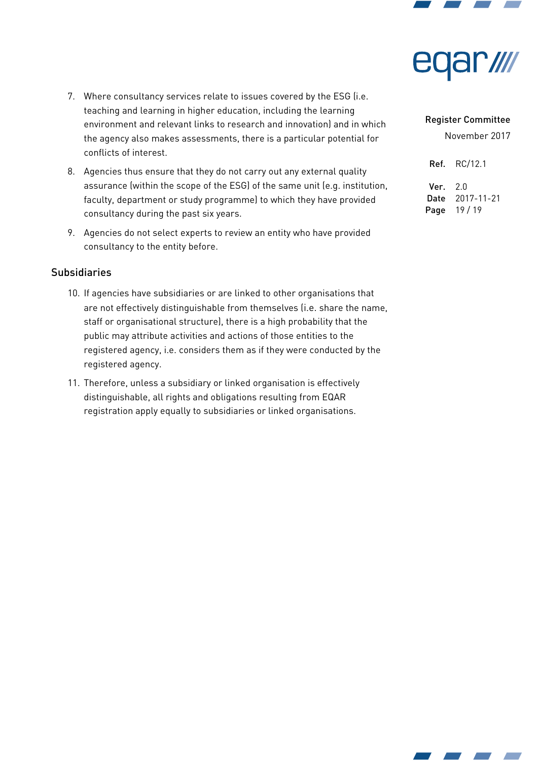7. Where consultancy services relate to issues covered by the ESG (i.e. teaching and learning in higher education, including the learning environment and relevant links to research and innovation) and in which the agency also makes assessments, there is a particular potential for conflicts of interest.
8. Agencies thus ensure that they do not carry out any external quality assurance (within the scope of the ESG) of the same unit (e.g. institution, faculty, department or study programme) to which they have provided consultancy during the past six years.
9. Agencies do not select experts to review an entity who have provided consultancy to the entity before.

## Subsidiaries

10. If agencies have subsidiaries or are linked to other organisations that are not effectively distinguishable from themselves (i.e. share the name, staff or organisational structure), there is a high probability that the public may attribute activities and actions of those entities to the registered agency, i.e. considers them as if they were conducted by the registered agency.
11. Therefore, unless a subsidiary or linked organisation is effectively distinguishable, all rights and obligations resulting from EQAR registration apply equally to subsidiaries or linked organisations.